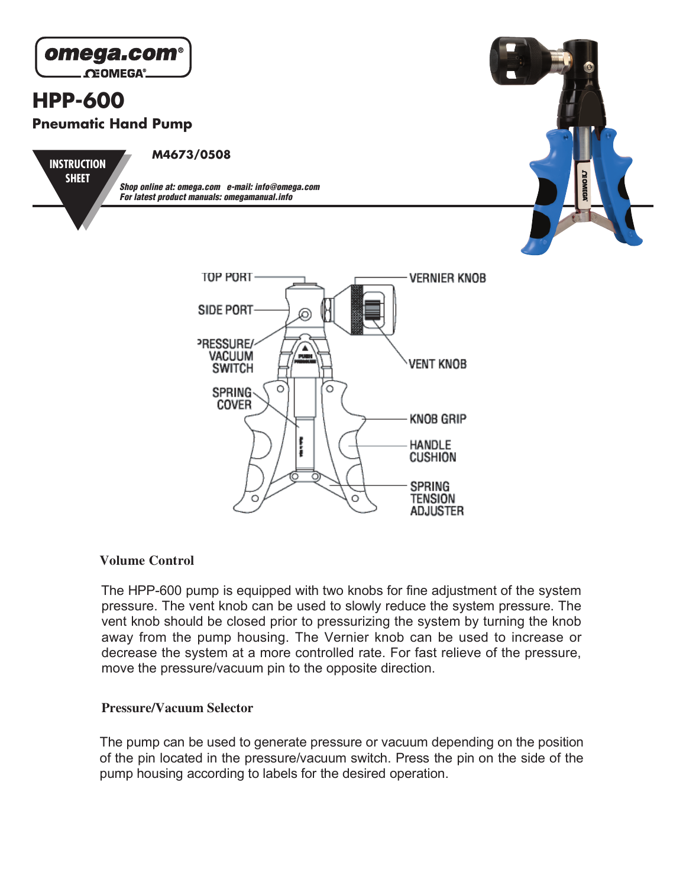omega.com®
OMEGA®

# HPP-600

## Pneumatic Hand Pump

INSTRUCTION SHEET

**M4673/0508**

*Shop online at: omega.com e-mail: info@omega.com*
*For latest product manuals: omegamanual.info*

TOP PORT
SIDE PORT
PRESSURE/VACUUM SWITCH
SPRING COVER
VERNIER KNOB
VENT KNOB
KNOB GRIP
HANDLE CUSHION
SPRING TENSION ADJUSTER

### Volume Control

The HPP-600 pump is equipped with two knobs for fine adjustment of the system pressure. The vent knob can be used to slowly reduce the system pressure. The vent knob should be closed prior to pressurizing the system by turning the knob away from the pump housing. The Vernier knob can be used to increase or decrease the system at a more controlled rate. For fast relieve of the pressure, move the pressure/vacuum pin to the opposite direction.

### Pressure/Vacuum Selector

The pump can be used to generate pressure or vacuum depending on the position of the pin located in the pressure/vacuum switch. Press the pin on the side of the pump housing according to labels for the desired operation.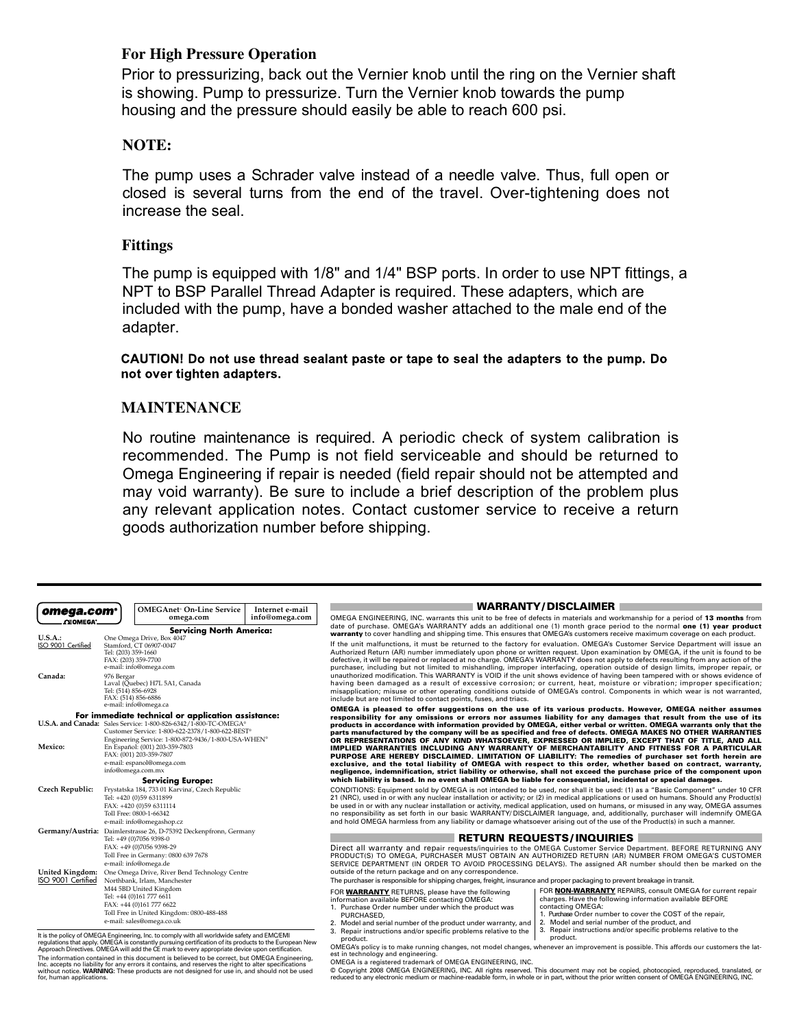### For High Pressure Operation

Prior to pressurizing, back out the Vernier knob until the ring on the Vernier shaft is showing. Pump to pressurize. Turn the Vernier knob towards the pump housing and the pressure should easily be able to reach 600 psi.

### NOTE:

The pump uses a Schrader valve instead of a needle valve. Thus, full open or closed is several turns from the end of the travel. Over-tightening does not increase the seal.

### Fittings

The pump is equipped with 1/8" and 1/4" BSP ports. In order to use NPT fittings, a NPT to BSP Parallel Thread Adapter is required. These adapters, which are included with the pump, have a bonded washer attached to the male end of the adapter.

**CAUTION! Do not use thread sealant paste or tape to seal the adapters to the pump. Do not over tighten adapters.**

## MAINTENANCE

No routine maintenance is required. A periodic check of system calibration is recommended. The Pump is not field serviceable and should be returned to Omega Engineering if repair is needed (field repair should not be attempted and may void warranty). Be sure to include a brief description of the problem plus any relevant application notes. Contact customer service to receive a return goods authorization number before shipping.

---

**omega.com®** CEOMEGA

| OMEGAnet® On-Line Service | Internet e-mail |
| --- | --- |
| omega.com | info@omega.com |

**Servicing North America:**

**U.S.A.:** ISO 9001 Certified
One Omega Drive, Box 4047
Stamford, CT 06907-0047
Tel: (203) 359-1660
FAX: (203) 359-7700
e-mail: info@omega.com

**Canada:**
976 Bergar
Laval (Quebec) H7L 5A1, Canada
Tel: (514) 856-6928
FAX: (514) 856-6886
e-mail: info@omega.ca

**For immediate technical or application assistance:**

**U.S.A. and Canada:** Sales Service: 1-800-826-6342/1-800-TC-OMEGA®
Customer Service: 1-800-622-2378/1-800-622-BEST®
Engineering Service: 1-800-872-9436/1-800-USA-WHEN®

**Mexico:**
En Español: (001) 203-359-7803
FAX: (001) 203-359-7807
e-mail: espanol@omega.com
info@omega.com.mx

**Servicing Europe:**

**Czech Republic:**
Frystatska 184, 733 01 Karviná, Czech Republic
Tel: +420 (0)59 6311899
FAX: +420 (0)59 6311114
Toll Free: 0800-1-66342
e-mail: info@omegashop.cz

**Germany/Austria:**
Daimlerstrasse 26, D-75392 Deckenpfronn, Germany
Tel: +49 (0)7056 9398-0
FAX: +49 (0)7056 9398-29
Toll Free in Germany: 0800 639 7678
e-mail: info@omega.de

**United Kingdom:** ISO 9001 Certified
One Omega Drive, River Bend Technology Centre
Northbank, Irlam, Manchester
M44 5BD United Kingdom
Tel: +44 (0)161 777 6611
FAX: +44 (0)161 777 6622
Toll Free in United Kingdom: 0800-488-488
e-mail: sales@omega.co.uk

It is the policy of OMEGA Engineering, Inc. to comply with all worldwide safety and EMC/EMI regulations that apply. OMEGA is constantly pursuing certification of its products to the European New Approach Directives. OMEGA will add the CE mark to every appropriate device upon certification.

The information contained in this document is believed to be correct, but OMEGA Engineering, Inc. accepts no liability for any errors it contains, and reserves the right to alter specifications without notice. **WARNING:** These products are not designed for use in, and should not be used for, human applications.

## WARRANTY/DISCLAIMER

OMEGA ENGINEERING, INC. warrants this unit to be free of defects in materials and workmanship for a period of **13 months** from date of purchase. OMEGA's WARRANTY adds an additional one (1) month grace period to the normal **one (1) year product warranty** to cover handling and shipping time. This ensures that OMEGA's customers receive maximum coverage on each product.

If the unit malfunctions, it must be returned to the factory for evaluation. OMEGA's Customer Service Department will issue an Authorized Return (AR) number immediately upon phone or written request. Upon examination by OMEGA, if the unit is found to be defective, it will be repaired or replaced at no charge. OMEGA's WARRANTY does not apply to defects resulting from any action of the purchaser, including but not limited to mishandling, improper interfacing, operation outside of design limits, improper repair, or unauthorized modification. This WARRANTY is VOID if the unit shows evidence of having been tampered with or shows evidence of having been damaged as a result of excessive corrosion; or current, heat, moisture or vibration; improper specification; misapplication; misuse or other operating conditions outside of OMEGA's control. Components in which wear is not warranted, include but are not limited to contact points, fuses, and triacs.

**OMEGA is pleased to offer suggestions on the use of its various products. However, OMEGA neither assumes responsibility for any omissions or errors nor assumes liability for any damages that result from the use of its products in accordance with information provided by OMEGA, either verbal or written. OMEGA warrants only that the parts manufactured by the company will be as specified and free of defects. OMEGA MAKES NO OTHER WARRANTIES OR REPRESENTATIONS OF ANY KIND WHATSOEVER, EXPRESSED OR IMPLIED, EXCEPT THAT OF TITLE, AND ALL IMPLIED WARRANTIES INCLUDING ANY WARRANTY OF MERCHANTABILITY AND FITNESS FOR A PARTICULAR PURPOSE ARE HEREBY DISCLAIMED. LIMITATION OF LIABILITY: The remedies of purchaser set forth herein are exclusive, and the total liability of OMEGA with respect to this order, whether based on contract, warranty, negligence, indemnification, strict liability or otherwise, shall not exceed the purchase price of the component upon which liability is based. In no event shall OMEGA be liable for consequential, incidental or special damages.**

CONDITIONS: Equipment sold by OMEGA is not intended to be used, nor shall it be used: (1) as a "Basic Component" under 10 CFR 21 (NRC), used in or with any nuclear installation or activity; or (2) in medical applications or used on humans. Should any Product(s) be used in or with any nuclear installation or activity, medical application, used on humans, or misused in any way, OMEGA assumes no responsibility as set forth in our basic WARRANTY/DISCLAIMER language, and, additionally, purchaser will indemnify OMEGA and hold OMEGA harmless from any liability or damage whatsoever arising out of the use of the Product(s) in such a manner.

## RETURN REQUESTS/INQUIRIES

Direct all warranty and repair requests/inquiries to the OMEGA Customer Service Department. BEFORE RETURNING ANY PRODUCT(S) TO OMEGA, PURCHASER MUST OBTAIN AN AUTHORIZED RETURN (AR) NUMBER FROM OMEGA'S CUSTOMER SERVICE DEPARTMENT (IN ORDER TO AVOID PROCESSING DELAYS). The assigned AR number should then be marked on the outside of the return package and on any correspondence.

The purchaser is responsible for shipping charges, freight, insurance and proper packaging to prevent breakage in transit.

FOR **WARRANTY** RETURNS, please have the following information available BEFORE contacting OMEGA:

1. Purchase Order number under which the product was PURCHASED,
2. Model and serial number of the product under warranty, and
3. Repair instructions and/or specific problems relative to the product.

FOR **NON-WARRANTY** REPAIRS, consult OMEGA for current repair charges. Have the following information available BEFORE contacting OMEGA:

1. Purchase Order number to cover the COST of the repair,
2. Model and serial number of the product, and
3. Repair instructions and/or specific problems relative to the product.

OMEGA's policy is to make running changes, not model changes, whenever an improvement is possible. This affords our customers the latest in technology and engineering.

OMEGA is a registered trademark of OMEGA ENGINEERING, INC.

© Copyright 2008 OMEGA ENGINEERING, INC. All rights reserved. This document may not be copied, photocopied, reproduced, translated, or reduced to any electronic medium or machine-readable form, in whole or in part, without the prior written consent of OMEGA ENGINEERING, INC.